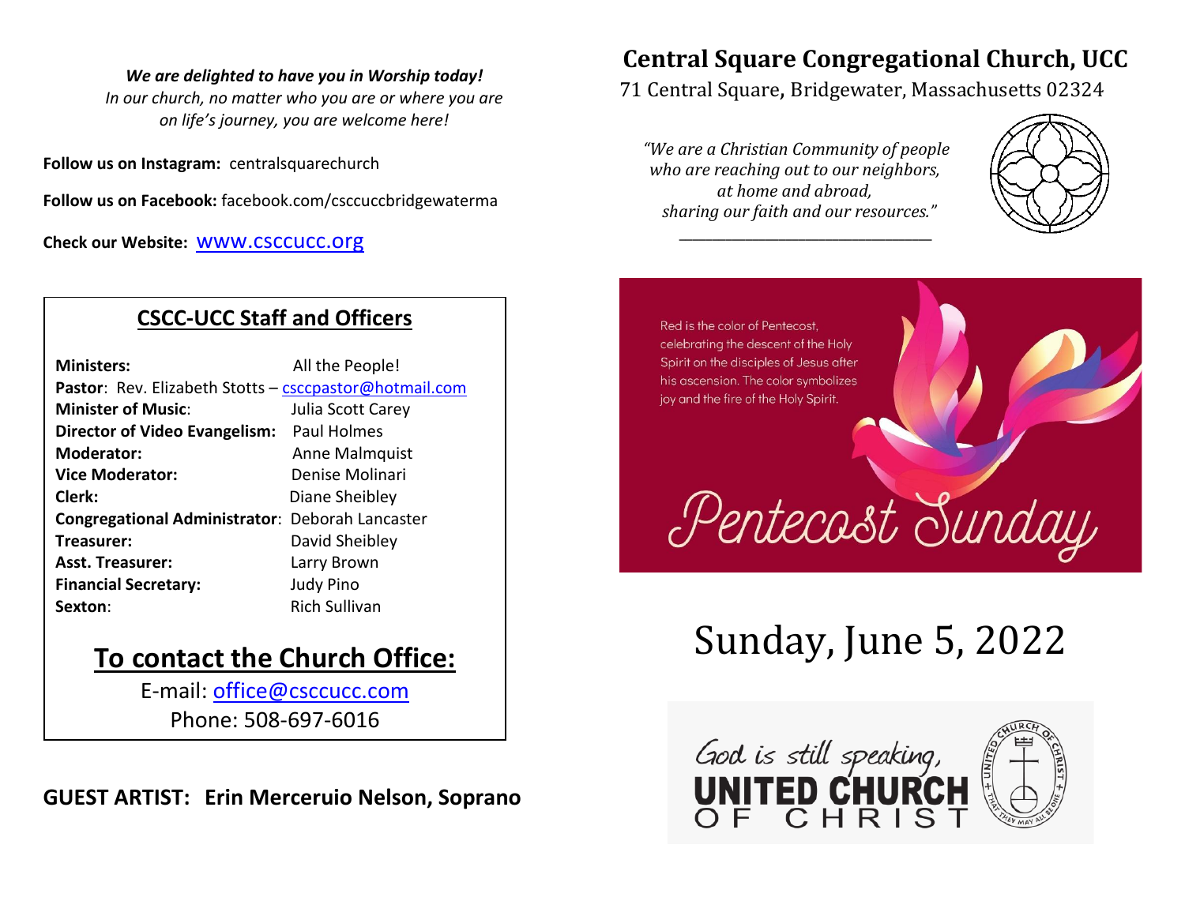***We are delighted to have you in Worship today!***
*In our church, no matter who you are or where you are on life's journey, you are welcome here!*

**Follow us on Instagram:** centralsquarechurch

**Follow us on Facebook:** facebook.com/csccuccbridgewaterma

**Check our Website:** www.csccucc.org

## CSCC-UCC Staff and Officers

| | |
|---|---|
| **Ministers:** | All the People! |
| **Pastor**: Rev. Elizabeth Stotts – csccpastor@hotmail.com | |
| **Minister of Music**: | Julia Scott Carey |
| **Director of Video Evangelism:** | Paul Holmes |
| **Moderator:** | Anne Malmquist |
| **Vice Moderator:** | Denise Molinari |
| **Clerk:** | Diane Sheibley |
| **Congregational Administrator**: | Deborah Lancaster |
| **Treasurer:** | David Sheibley |
| **Asst. Treasurer:** | Larry Brown |
| **Financial Secretary:** | Judy Pino |
| **Sexton**: | Rich Sullivan |

## To contact the Church Office:

E-mail: office@csccucc.com
Phone: 508-697-6016

**GUEST ARTIST: Erin Merceruio Nelson, Soprano**

# Central Square Congregational Church, UCC

71 Central Square, Bridgewater, Massachusetts 02324

*"We are a Christian Community of people who are reaching out to our neighbors, at home and abroad, sharing our faith and our resources."*

Red is the color of Pentecost, celebrating the descent of the Holy Spirit on the disciples of Jesus after his ascension. The color symbolizes joy and the fire of the Holy Spirit.

Pentecost Sunday

# Sunday, June 5, 2022

God is still speaking, UNITED CHURCH OF CHRIST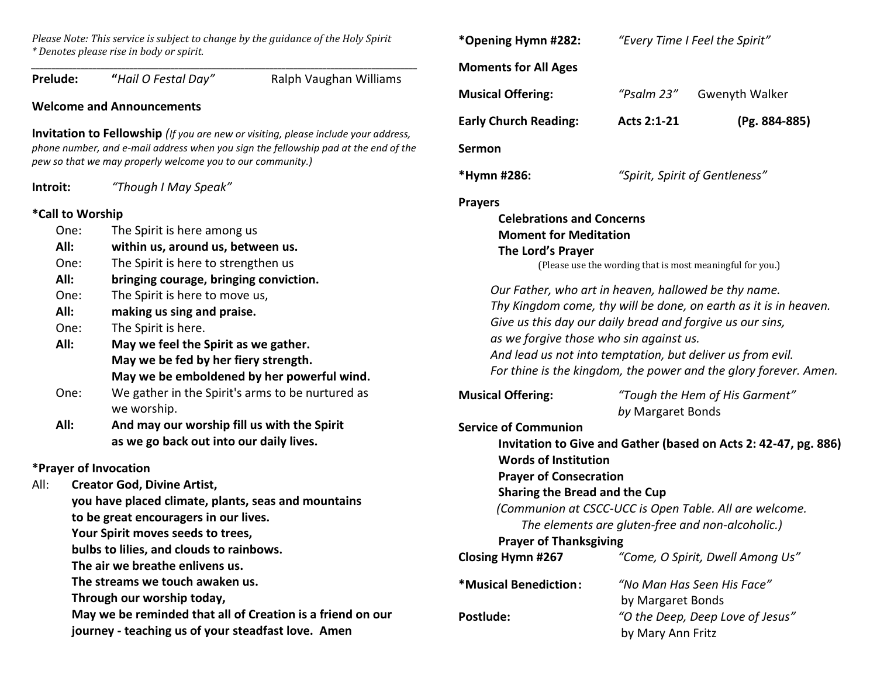*Please Note: This service is subject to change by the guidance of the Holy Spirit*
*\* Denotes please rise in body or spirit.*

---

**Prelude:** **"***Hail O Festal Day"* Ralph Vaughan Williams

**Welcome and Announcements**

**Invitation to Fellowship** *(If you are new or visiting, please include your address, phone number, and e-mail address when you sign the fellowship pad at the end of the pew so that we may properly welcome you to our community.)*

**Introit:** *"Though I May Speak"*

**\*Call to Worship**

One: The Spirit is here among us
**All: within us, around us, between us.**
One: The Spirit is here to strengthen us
**All: bringing courage, bringing conviction.**
One: The Spirit is here to move us,
**All: making us sing and praise.**
One: The Spirit is here.
**All: May we feel the Spirit as we gather.**
**May we be fed by her fiery strength.**
**May we be emboldened by her powerful wind.**
One: We gather in the Spirit's arms to be nurtured as we worship.
**All: And may our worship fill us with the Spirit as we go back out into our daily lives.**

**\*Prayer of Invocation**

All: **Creator God, Divine Artist,**
**you have placed climate, plants, seas and mountains**
**to be great encouragers in our lives.**
**Your Spirit moves seeds to trees,**
**bulbs to lilies, and clouds to rainbows.**
**The air we breathe enlivens us.**
**The streams we touch awaken us.**
**Through our worship today,**
**May we be reminded that all of Creation is a friend on our journey - teaching us of your steadfast love. Amen**

**\*Opening Hymn #282:** *"Every Time I Feel the Spirit"*

**Moments for All Ages**

**Musical Offering:** *"Psalm 23"* Gwenyth Walker

**Early Church Reading:** **Acts 2:1-21** **(Pg. 884-885)**

**Sermon**

**\*Hymn #286:** *"Spirit, Spirit of Gentleness"*

**Prayers**

**Celebrations and Concerns**
**Moment for Meditation**
**The Lord's Prayer**
(Please use the wording that is most meaningful for you.)

*Our Father, who art in heaven, hallowed be thy name.*
*Thy Kingdom come, thy will be done, on earth as it is in heaven.*
*Give us this day our daily bread and forgive us our sins,*
*as we forgive those who sin against us.*
*And lead us not into temptation, but deliver us from evil.*
*For thine is the kingdom, the power and the glory forever. Amen.*

**Musical Offering:** *"Tough the Hem of His Garment"* *by* Margaret Bonds

**Service of Communion**

**Invitation to Give and Gather (based on Acts 2: 42-47, pg. 886)**
**Words of Institution**
**Prayer of Consecration**
**Sharing the Bread and the Cup**
*(Communion at CSCC-UCC is Open Table. All are welcome. The elements are gluten-free and non-alcoholic.)*
**Prayer of Thanksgiving**

**Closing Hymn #267** *"Come, O Spirit, Dwell Among Us"*

**\*Musical Benediction:** *"No Man Has Seen His Face"* by Margaret Bonds

**Postlude:** *"O the Deep, Deep Love of Jesus"* by Mary Ann Fritz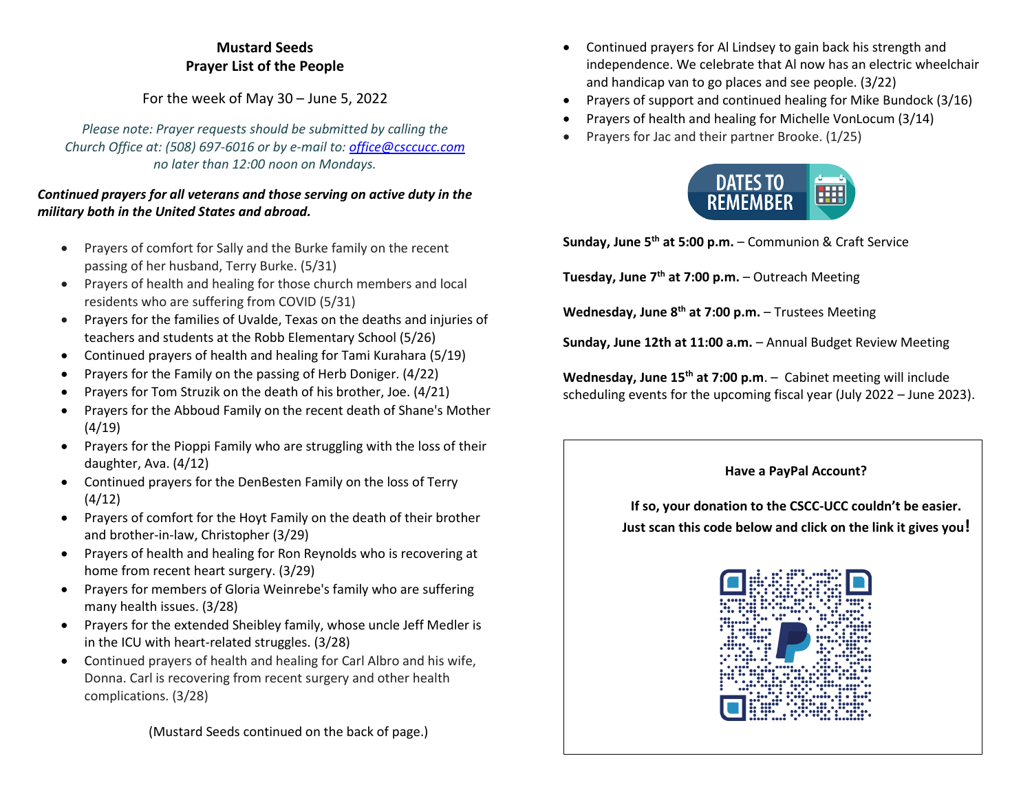**Mustard Seeds**
**Prayer List of the People**

For the week of May 30 – June 5, 2022

*Please note: Prayer requests should be submitted by calling the Church Office at: (508) 697-6016 or by e-mail to: office@csccucc.com no later than 12:00 noon on Mondays.*

***Continued prayers for all veterans and those serving on active duty in the military both in the United States and abroad.***

- Prayers of comfort for Sally and the Burke family on the recent passing of her husband, Terry Burke. (5/31)
- Prayers of health and healing for those church members and local residents who are suffering from COVID (5/31)
- Prayers for the families of Uvalde, Texas on the deaths and injuries of teachers and students at the Robb Elementary School (5/26)
- Continued prayers of health and healing for Tami Kurahara (5/19)
- Prayers for the Family on the passing of Herb Doniger. (4/22)
- Prayers for Tom Struzik on the death of his brother, Joe. (4/21)
- Prayers for the Abboud Family on the recent death of Shane's Mother (4/19)
- Prayers for the Pioppi Family who are struggling with the loss of their daughter, Ava. (4/12)
- Continued prayers for the DenBesten Family on the loss of Terry (4/12)
- Prayers of comfort for the Hoyt Family on the death of their brother and brother-in-law, Christopher (3/29)
- Prayers of health and healing for Ron Reynolds who is recovering at home from recent heart surgery. (3/29)
- Prayers for members of Gloria Weinrebe's family who are suffering many health issues. (3/28)
- Prayers for the extended Sheibley family, whose uncle Jeff Medler is in the ICU with heart-related struggles. (3/28)
- Continued prayers of health and healing for Carl Albro and his wife, Donna. Carl is recovering from recent surgery and other health complications. (3/28)

(Mustard Seeds continued on the back of page.)

- Continued prayers for Al Lindsey to gain back his strength and independence. We celebrate that Al now has an electric wheelchair and handicap van to go places and see people. (3/22)
- Prayers of support and continued healing for Mike Bundock (3/16)
- Prayers of health and healing for Michelle VonLocum (3/14)
- Prayers for Jac and their partner Brooke. (1/25)

**DATES TO REMEMBER**

**Sunday, June 5th at 5:00 p.m.** – Communion & Craft Service

**Tuesday, June 7th at 7:00 p.m.** – Outreach Meeting

**Wednesday, June 8th at 7:00 p.m.** – Trustees Meeting

**Sunday, June 12th at 11:00 a.m.** – Annual Budget Review Meeting

**Wednesday, June 15th at 7:00 p.m.** – Cabinet meeting will include scheduling events for the upcoming fiscal year (July 2022 – June 2023).

**Have a PayPal Account?**

**If so, your donation to the CSCC-UCC couldn't be easier. Just scan this code below and click on the link it gives you!**